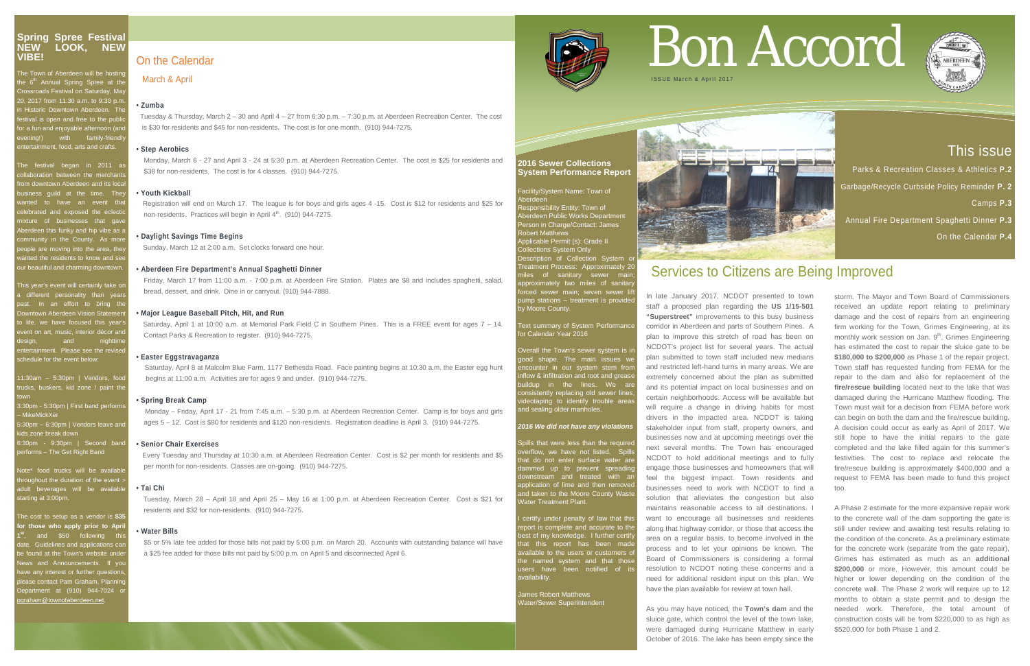# Bon Accord

ISSUE March & April 2017

## This issue

Parks & Recreation Classes & Athletics **P.2**

Garbage/Recycle Curbside Policy Reminder **P. 2**

Camps **P.3**

Annual Fire Department Spaghetti Dinner **P.3**

On the Calendar **P.4**

## Spring Spree Festival NEW LOOK, NEW VIBE!

The Town of Aberdeen will be hosting the 6th Annual Spring Spree at the Crossroads Festival on Saturday, May 20, 2017 from 11:30 a.m. to 9:30 p.m. in Historic Downtown Aberdeen. The festival is open and free to the public for a fun and enjoyable afternoon (and evening!) with family-friendly entertainment, food, arts and crafts.

The festival began in 2011 as collaboration between the merchants from downtown Aberdeen and its local business guild at the time. They wanted to have an event that celebrated and exposed the eclectic mixture of businesses that gave Aberdeen this funky and hip vibe as a community in the County. As more people are moving into the area, they wanted the residents to know and see our beautiful and charming downtown.

This year's event will certainly take on a different personality than years past. In an effort to bring the Downtown Aberdeen Vision Statement to life, we have focused this year's event on art, music, interior décor and design, and nighttime entertainment. Please see the revised schedule for the event below:

11:30am – 5:30pm | Vendors, food trucks, buskers, kid zone / paint the town
3:30pm - 5:30pm | First band performs – MikeMickXer
5:30pm – 6:30pm | Vendors leave and kids zone break down
6:30pm - 9:30pm | Second band performs – The Get Right Band

Note* food trucks will be available throughout the duration of the event > adult beverages will be available starting at 3:00pm.

The cost to setup as a vendor is **$35 for those who apply prior to April 1st**, and $50 following this date. Guidelines and applications can be found at the Town's website under News and Announcements. If you have any interest or further questions, please contact Pam Graham, Planning Department at (910) 944-7024 or pgraham@townofaberdeen.net.

## On the Calendar

### March & April

**• Zumba**

Tuesday & Thursday, March 2 – 30 and April 4 – 27 from 6:30 p.m. – 7:30 p.m. at Aberdeen Recreation Center. The cost is $30 for residents and $45 for non-residents. The cost is for one month. (910) 944-7275.

**• Step Aerobics**

Monday, March 6 - 27 and April 3 - 24 at 5:30 p.m. at Aberdeen Recreation Center. The cost is $25 for residents and $38 for non-residents. The cost is for 4 classes. (910) 944-7275.

**• Youth Kickball**

Registration will end on March 17. The league is for boys and girls ages 4 -15. Cost is $12 for residents and $25 for non-residents. Practices will begin in April 4th. (910) 944-7275.

**• Daylight Savings Time Begins**

Sunday, March 12 at 2:00 a.m. Set clocks forward one hour.

**• Aberdeen Fire Department's Annual Spaghetti Dinner**

Friday, March 17 from 11:00 a.m. - 7:00 p.m. at Aberdeen Fire Station. Plates are $8 and includes spaghetti, salad, bread, dessert, and drink. Dine in or carryout. (910) 944-7888.

**• Major League Baseball Pitch, Hit, and Run**

Saturday, April 1 at 10:00 a.m. at Memorial Park Field C in Southern Pines. This is a FREE event for ages 7 – 14. Contact Parks & Recreation to register. (910) 944-7275.

**• Easter Eggstravaganza**

Saturday, April 8 at Malcolm Blue Farm, 1177 Bethesda Road. Face painting begins at 10:30 a.m. the Easter egg hunt begins at 11:00 a.m. Activities are for ages 9 and under. (910) 944-7275.

**• Spring Break Camp**

Monday – Friday, April 17 - 21 from 7:45 a.m. – 5:30 p.m. at Aberdeen Recreation Center. Camp is for boys and girls ages 5 – 12. Cost is $80 for residents and $120 non-residents. Registration deadline is April 3. (910) 944-7275.

**• Senior Chair Exercises**

Every Tuesday and Thursday at 10:30 a.m. at Aberdeen Recreation Center. Cost is $2 per month for residents and $5 per month for non-residents. Classes are on-going. (910) 944-7275.

**• Tai Chi**

Tuesday, March 28 – April 18 and April 25 – May 16 at 1:00 p.m. at Aberdeen Recreation Center. Cost is $21 for residents and $32 for non-residents. (910) 944-7275.

**• Water Bills**

$5 or 5% late fee added for those bills not paid by 5:00 p.m. on March 20. Accounts with outstanding balance will have a $25 fee added for those bills not paid by 5:00 p.m. on April 5 and disconnected April 6.

## 2016 Sewer Collections System Performance Report

Facility/System Name: Town of Aberdeen
Responsibility Entity: Town of Aberdeen Public Works Department
Person in Charge/Contact: James Robert Matthews
Applicable Permit (s): Grade II Collections System Only
Description of Collection System or Treatment Process: Approximately 20 miles of sanitary sewer main; approximately two miles of sanitary forced sewer main; seven sewer lift pump stations – treatment is provided by Moore County.

Text summary of System Performance for Calendar Year 2016

Overall the Town's sewer system is in good shape. The main issues we encounter in our system stem from inflow & infiltration and root and grease buildup in the lines. We are consistently replacing old sewer lines, videotaping to identify trouble areas and sealing older manholes.

*2016 We did not have any violations*

Spills that were less than the required overflow, we have not listed. Spills that do not enter surface water are dammed up to prevent spreading downstream and treated with an application of lime and then removed and taken to the Moore County Waste Water Treatment Plant.

I certify under penalty of law that this report is complete and accurate to the best of my knowledge. I further certify that this report has been made available to the users or customers of the named system and that those users have been notified of its availability.

James Robert Matthews
Water/Sewer Superintendent

## Services to Citizens are Being Improved

In late January 2017, NCDOT presented to town staff a proposed plan regarding the **US 1/15-501 "Superstreet"** improvements to this busy business corridor in Aberdeen and parts of Southern Pines. A plan to improve this stretch of road has been on NCDOT's project list for several years. The actual plan submitted to town staff included new medians and restricted left-hand turns in many areas. We are extremely concerned about the plan as submitted and its potential impact on local businesses and on certain neighborhoods. Access will be available but will require a change in driving habits for most drivers in the impacted area. NCDOT is taking stakeholder input from staff, property owners, and businesses now and at upcoming meetings over the next several months. The Town has encouraged NCDOT to hold additional meetings and to fully engage those businesses and homeowners that will feel the biggest impact. Town residents and businesses need to work with NCDOT to find a solution that alleviates the congestion but also maintains reasonable access to all destinations. I want to encourage all businesses and residents along that highway corridor, or those that access the area on a regular basis, to become involved in the process and to let your opinions be known. The Board of Commissioners is considering a formal resolution to NCDOT noting these concerns and a need for additional resident input on this plan. We have the plan available for review at town hall.

As you may have noticed, the **Town's dam** and the sluice gate, which control the level of the town lake, were damaged during Hurricane Matthew in early October of 2016. The lake has been empty since the storm. The Mayor and Town Board of Commissioners received an update report relating to preliminary damage and the cost of repairs from an engineering firm working for the Town, Grimes Engineering, at its monthly work session on Jan. 9th. Grimes Engineering has estimated the cost to repair the sluice gate to be **$180,000 to $200,000** as Phase 1 of the repair project. Town staff has requested funding from FEMA for the repair to the dam and also for replacement of the **fire/rescue building** located next to the lake that was damaged during the Hurricane Matthew flooding. The Town must wait for a decision from FEMA before work can begin on both the dam and the fire/rescue building. A decision could occur as early as April of 2017. We still hope to have the initial repairs to the gate completed and the lake filled again for this summer's festivities. The cost to replace and relocate the fire/rescue building is approximately $400,000 and a request to FEMA has been made to fund this project too.

A Phase 2 estimate for the more expansive repair work to the concrete wall of the dam supporting the gate is still under review and awaiting test results relating to the condition of the concrete. As a preliminary estimate for the concrete work (separate from the gate repair), Grimes has estimated as much as an **additional $200,000** or more. However, this amount could be higher or lower depending on the condition of the concrete wall. The Phase 2 work will require up to 12 months to obtain a state permit and to design the needed work. Therefore, the total amount of construction costs will be from $220,000 to as high as $520,000 for both Phase 1 and 2.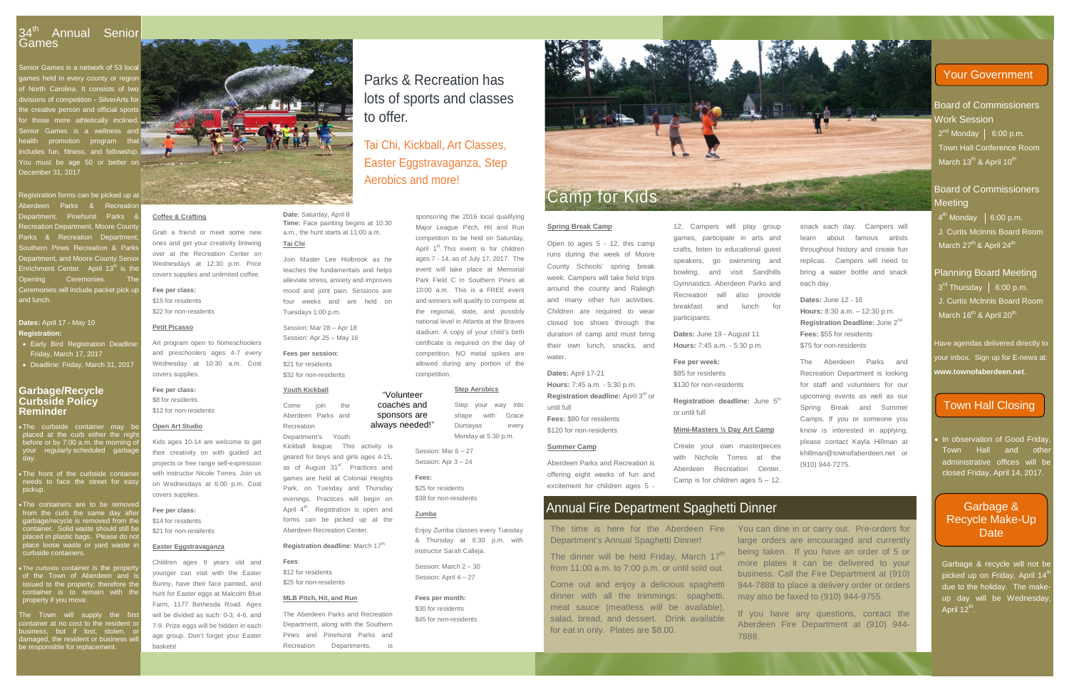# 34th Annual Senior Games

Senior Games is a network of 53 local games held in every county or region of North Carolina. It consists of two divisions of competition - SilverArts for the creative person and official sports for those more athletically inclined. Senior Games is a wellness and health promotion program that includes fun, fitness, and fellowship. You must be age 50 or better on December 31, 2017

Registration forms can be picked up at Aberdeen Parks & Recreation Department, Pinehurst Parks & Recreation Department, Moore County Parks & Recreation Department, Southern Pines Recreation & Parks Department, and Moore County Senior Enrichment Center. April 13th is the Opening Ceremonies. The Ceremonies will include packet pick up and lunch.

**Dates:** April 17 - May 10

**Registration:**

- Early Bird Registration Deadline: Friday, March 17, 2017
- Deadline: Friday, March 31, 2017

## Garbage/Recycle Curbside Policy Reminder

- The curbside container may be placed at the curb either the night before or by 7:00 a.m. the morning of your regularly scheduled garbage day.
- The front of the curbside container needs to face the street for easy pickup.
- The containers are to be removed from the curb the same day after garbage/recycle is removed from the container. Solid waste should still be placed in plastic bags. Please do not place loose waste or yard waste in curbside containers.
- The curbside container is the property of the Town of Aberdeen and is issued to the property; therefore the container is to remain with the property if you move.

The Town will supply the first container at no cost to the resident or business, but if lost, stolen, or damaged, the resident or business will be responsible for replacement.

Parks & Recreation has lots of sports and classes to offer.

Tai Chi, Kickball, Art Classes, Easter Eggstravaganza, Step Aerobics and more!

### Coffee & Crafting

Grab a friend or meet some new ones and get your creativity brewing over at the Recreation Center on Wednesdays at 12:30 p.m. Price covers supplies and unlimited coffee.

**Fee per class:**
$15 for residents
$22 for non-residents

### Petit Picasso

Art program open to homeschoolers and preschoolers ages 4-7 every Wednesday at 10:30 a.m. Cost covers supplies.

**Fee per class:**
$8 for residents
$12 for non-residents

### Open Art Studio

Kids ages 10-14 are welcome to get their creativity on with guided art projects or free range self-expression with instructor Nicole Torres. Join us on Wednesdays at 6:00 p.m. Cost covers supplies.

**Fee per class:**
$14 for residents
$21 for non-residents

### Easter Eggstravaganza

Children ages 9 years old and younger can visit with the Easter Bunny, have their face painted, and hunt for Easter eggs at Malcolm Blue Farm, 1177 Bethesda Road. Ages will be divided as such: 0-3, 4-6, and 7-9. Prize eggs will be hidden in each age group. Don't forget your Easter baskets!

**Date:** Saturday, April 8
**Time:** Face painting begins at 10:30 a.m., the hunt starts at 11:00 a.m.

### Tai Chi

Join Master Lee Holbrook as he teaches the fundamentals and helps alleviate stress, anxiety and improves mood and joint pain. Sessions are four weeks and are held on Tuesdays 1:00 p.m.

Session: Mar 28 – Apr 18
Session: Apr 25 – May 16

**Fees per session:**
$21 for residents
$32 for non-residents

### Youth Kickball

Come join the Aberdeen Parks and Recreation Department's Youth Kickball league. This activity is geared for boys and girls ages 4-15, as of August 31st. Practices and games are held at Colonial Heights Park, on Tuesday and Thursday evenings. Practices will begin on April 4th. Registration is open and forms can be picked up at the Aberdeen Recreation Center.

**Registration deadline:** March 17th

**Fees**:
$12 for residents
$25 for non-residents

### MLB Pitch, Hit, and Run

The Aberdeen Parks and Recreation Department, along with the Southern Pines and Pinehurst Parks and Recreation Departments, is sponsoring the 2016 local qualifying Major League Pitch, Hit and Run competition to be held on Saturday, April 1st. This event is for children ages 7 - 14, as of July 17, 2017. The event will take place at Memorial Park Field C in Southern Pines at 10:00 a.m. This is a FREE event and winners will qualify to compete at the regional, state, and possibly national level in Atlanta at the Braves stadium. A copy of your child's birth certificate is required on the day of competition. NO metal spikes are allowed during any portion of the competition.

"Volunteer coaches and sponsors are always needed!"

### Step Aerobics

Step your way into shape with Grace Dumayas every Monday at 5:30 p.m.

Session: Mar 6 – 27
Session: Apr 3 – 24

**Fees:**
$25 for residents
$38 for non-residents

### Zumba

Enjoy Zumba classes every Tuesday & Thursday at 6:30 p.m. with instructor Sarah Calleja.

Session: March 2 – 30
Session: April 4 – 27

**Fees per month:**
$30 for residents
$45 for non-residents

## Camp for Kids

### Spring Break Camp

Open to ages 5 - 12, this camp runs during the week of Moore County Schools' spring break week. Campers will take field trips around the county and Raleigh and many other fun activities. Children are required to wear closed toe shoes through the duration of camp and must bring their own lunch, snacks, and water.

**Dates:** April 17-21
**Hours:** 7:45 a.m. - 5:30 p.m.
**Registration deadline:** April 3rd or until full
**Fees:** $80 for residents
$120 for non-residents

### Summer Camp

Aberdeen Parks and Recreation is offering eight weeks of fun and excitement for children ages 5 - 12. Campers will play group games, participate in arts and crafts, listen to educational guest speakers, go swimming and bowling, and visit Sandhills Gymnastics. Aberdeen Parks and Recreation will also provide breakfast and lunch for participants.

**Dates:** June 19 - August 11
**Hours:** 7:45 a.m. - 5:30 p.m.

**Fee per week:**
$85 for residents
$130 for non-residents

**Registration deadline:** June 5th or until full

### Mimi-Masters ½ Day Art Camp

Create your own masterpieces with Nichole Torres at the Aberdeen Recreation Center. Camp is for children ages 5 – 12. snack each day. Campers will learn about famous artists throughout history and create fun replicas. Campers will need to bring a water bottle and snack each day.

**Dates:** June 12 - 16
**Hours:** 8:30 a.m. – 12:30 p.m.
**Registration Deadline:** June 2nd
**Fees:** $55 for residents
$75 for non-residents

The Aberdeen Parks and Recreation Department is looking for staff and volunteers for our upcoming events as well as our Spring Break and Summer Camps. If you or someone you know is interested in applying, please contact Kayla Hillman at khillman@townofaberdeen.net or (910) 944-7275.

## Annual Fire Department Spaghetti Dinner

The time is here for the Aberdeen Fire Department's Annual Spaghetti Dinner!

The dinner will be held Friday, March 17th from 11:00 a.m. to 7:00 p.m. or until sold out.

Come out and enjoy a delicious spaghetti dinner with all the trimmings: spaghetti, meat sauce (meatless *will* be available), salad, bread, and dessert. Drink available for eat in only. Plates are $8.00.

You can dine in or carry out. Pre-orders for large orders are encouraged and currently being taken. If you have an order of 5 or more plates it can be delivered to your business. Call the Fire Department at (910) 944-7888 to place a delivery order or orders may also be faxed to (910) 944-9755.

If you have any questions, contact the Aberdeen Fire Department at (910) 944-7888.

## Your Government

**Board of Commissioners Work Session**
2nd Monday | 6:00 p.m.
Town Hall Conference Room
March 13th & April 10th

**Board of Commissioners Meeting**
4th Monday | 6:00 p.m.
J. Curtis McInnis Board Room
March 27th & April 24th

**Planning Board Meeting**
3rd Thursday | 6:00 p.m.
J. Curtis McInnis Board Room
March 16th & April 20th

Have agendas delivered directly to your inbox. Sign up for E-news at: **www.townofaberdeen.net**.

## Town Hall Closing

- In observation of Good Friday, Town Hall and other administrative offices will be closed Friday, April 14, 2017.

## Garbage & Recycle Make-Up Date

Garbage & recycle will not be picked up on Friday, April 14th due to the holiday. The make-up day will be Wednesday, April 12th.